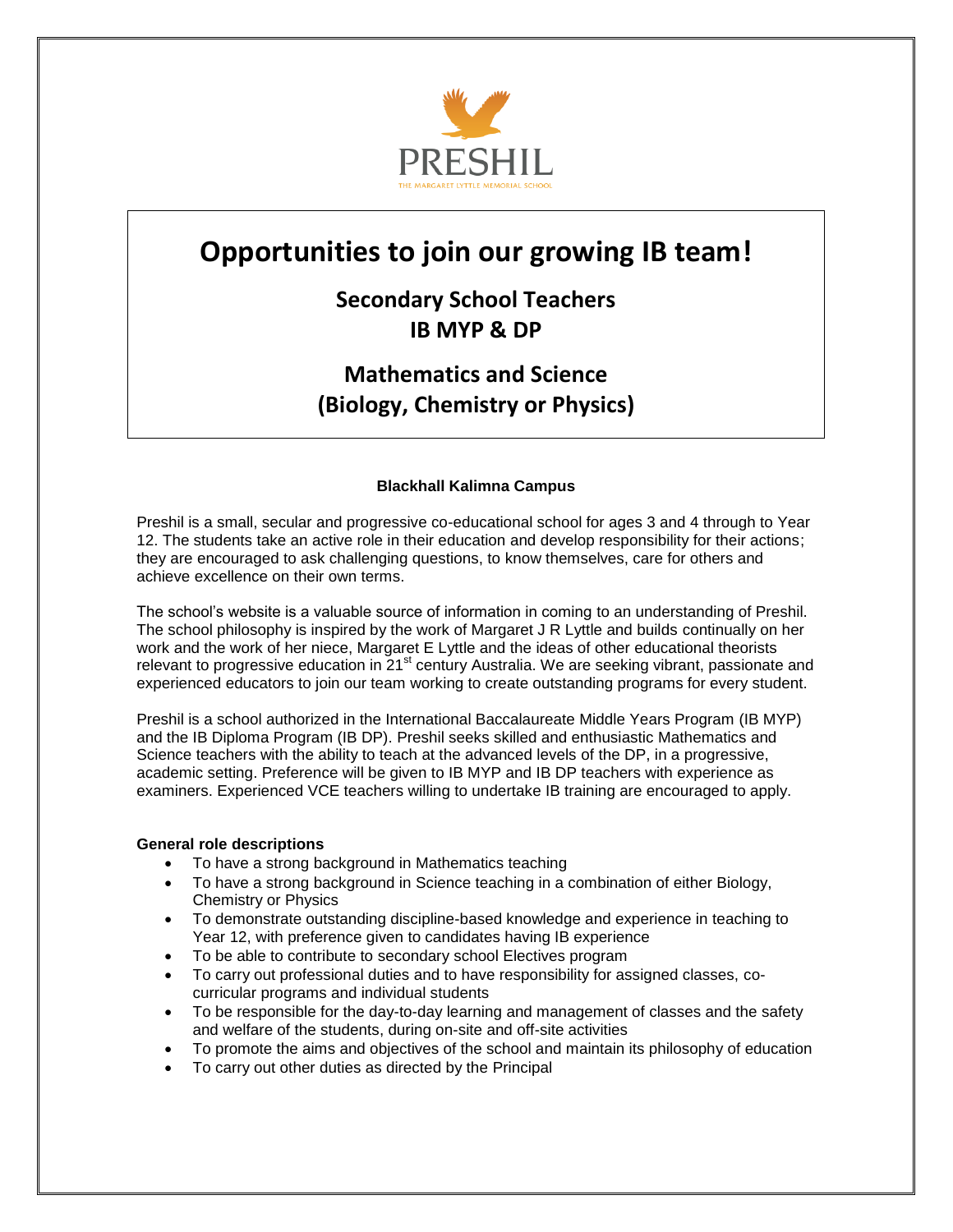PRESHIL

THE MARGARET LYTTLE MEMORIAL SCHOOL

# Opportunities to join our growing IB team!

## Secondary School Teachers
## IB MYP & DP

## Mathematics and Science
## (Biology, Chemistry or Physics)

**Blackhall Kalimna Campus**

Preshil is a small, secular and progressive co-educational school for ages 3 and 4 through to Year 12. The students take an active role in their education and develop responsibility for their actions; they are encouraged to ask challenging questions, to know themselves, care for others and achieve excellence on their own terms.

The school's website is a valuable source of information in coming to an understanding of Preshil. The school philosophy is inspired by the work of Margaret J R Lyttle and builds continually on her work and the work of her niece, Margaret E Lyttle and the ideas of other educational theorists relevant to progressive education in 21st century Australia. We are seeking vibrant, passionate and experienced educators to join our team working to create outstanding programs for every student.

Preshil is a school authorized in the International Baccalaureate Middle Years Program (IB MYP) and the IB Diploma Program (IB DP). Preshil seeks skilled and enthusiastic Mathematics and Science teachers with the ability to teach at the advanced levels of the DP, in a progressive, academic setting. Preference will be given to IB MYP and IB DP teachers with experience as examiners. Experienced VCE teachers willing to undertake IB training are encouraged to apply.

**General role descriptions**

- To have a strong background in Mathematics teaching
- To have a strong background in Science teaching in a combination of either Biology, Chemistry or Physics
- To demonstrate outstanding discipline-based knowledge and experience in teaching to Year 12, with preference given to candidates having IB experience
- To be able to contribute to secondary school Electives program
- To carry out professional duties and to have responsibility for assigned classes, co-curricular programs and individual students
- To be responsible for the day-to-day learning and management of classes and the safety and welfare of the students, during on-site and off-site activities
- To promote the aims and objectives of the school and maintain its philosophy of education
- To carry out other duties as directed by the Principal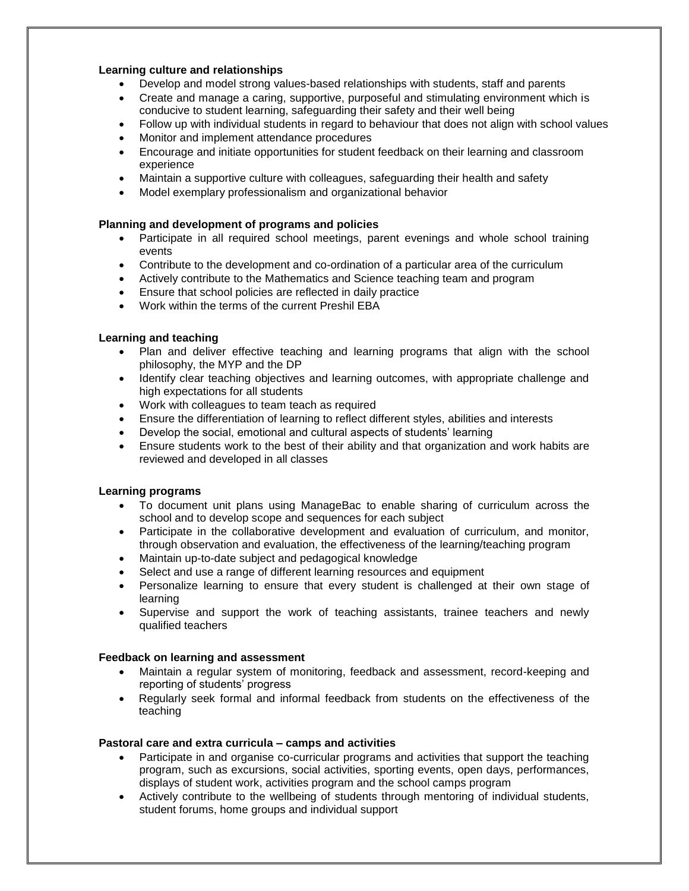**Learning culture and relationships**

- Develop and model strong values-based relationships with students, staff and parents
- Create and manage a caring, supportive, purposeful and stimulating environment which is conducive to student learning, safeguarding their safety and their well being
- Follow up with individual students in regard to behaviour that does not align with school values
- Monitor and implement attendance procedures
- Encourage and initiate opportunities for student feedback on their learning and classroom experience
- Maintain a supportive culture with colleagues, safeguarding their health and safety
- Model exemplary professionalism and organizational behavior

**Planning and development of programs and policies**

- Participate in all required school meetings, parent evenings and whole school training events
- Contribute to the development and co-ordination of a particular area of the curriculum
- Actively contribute to the Mathematics and Science teaching team and program
- Ensure that school policies are reflected in daily practice
- Work within the terms of the current Preshil EBA

**Learning and teaching**

- Plan and deliver effective teaching and learning programs that align with the school philosophy, the MYP and the DP
- Identify clear teaching objectives and learning outcomes, with appropriate challenge and high expectations for all students
- Work with colleagues to team teach as required
- Ensure the differentiation of learning to reflect different styles, abilities and interests
- Develop the social, emotional and cultural aspects of students' learning
- Ensure students work to the best of their ability and that organization and work habits are reviewed and developed in all classes

**Learning programs**

- To document unit plans using ManageBac to enable sharing of curriculum across the school and to develop scope and sequences for each subject
- Participate in the collaborative development and evaluation of curriculum, and monitor, through observation and evaluation, the effectiveness of the learning/teaching program
- Maintain up-to-date subject and pedagogical knowledge
- Select and use a range of different learning resources and equipment
- Personalize learning to ensure that every student is challenged at their own stage of learning
- Supervise and support the work of teaching assistants, trainee teachers and newly qualified teachers

**Feedback on learning and assessment**

- Maintain a regular system of monitoring, feedback and assessment, record-keeping and reporting of students' progress
- Regularly seek formal and informal feedback from students on the effectiveness of the teaching

**Pastoral care and extra curricula – camps and activities**

- Participate in and organise co-curricular programs and activities that support the teaching program, such as excursions, social activities, sporting events, open days, performances, displays of student work, activities program and the school camps program
- Actively contribute to the wellbeing of students through mentoring of individual students, student forums, home groups and individual support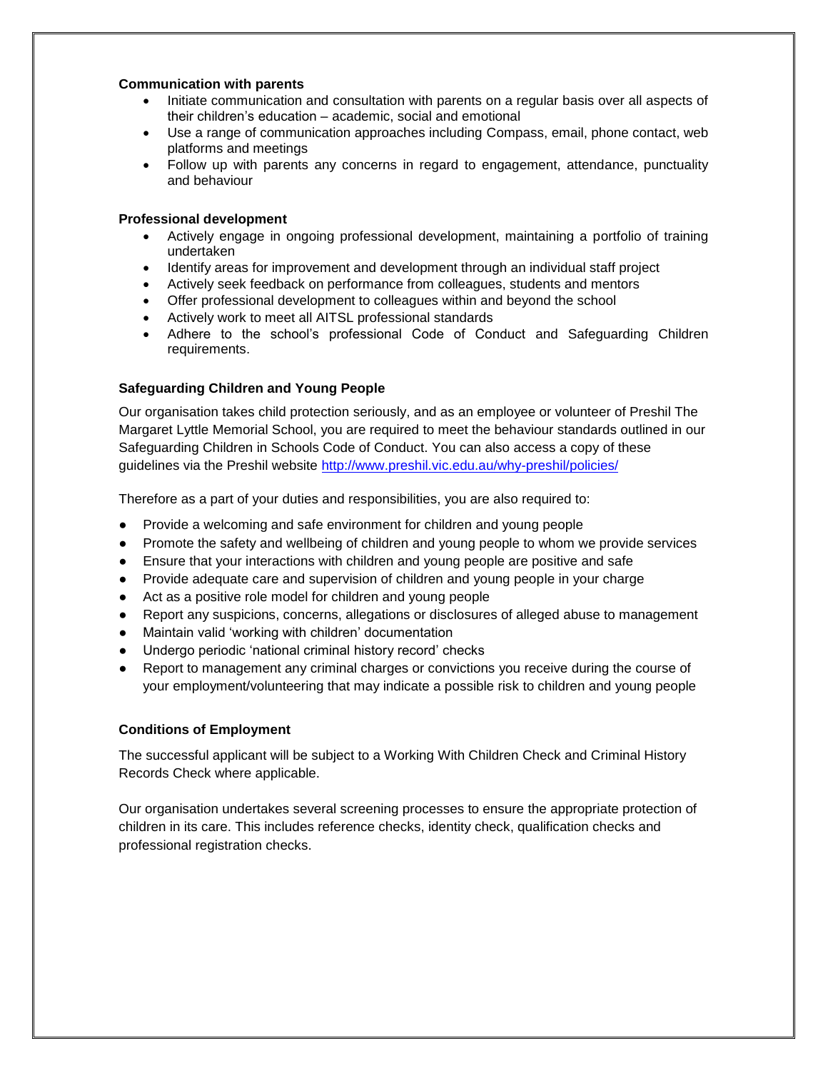**Communication with parents**

- Initiate communication and consultation with parents on a regular basis over all aspects of their children's education – academic, social and emotional
- Use a range of communication approaches including Compass, email, phone contact, web platforms and meetings
- Follow up with parents any concerns in regard to engagement, attendance, punctuality and behaviour

**Professional development**

- Actively engage in ongoing professional development, maintaining a portfolio of training undertaken
- Identify areas for improvement and development through an individual staff project
- Actively seek feedback on performance from colleagues, students and mentors
- Offer professional development to colleagues within and beyond the school
- Actively work to meet all AITSL professional standards
- Adhere to the school's professional Code of Conduct and Safeguarding Children requirements.

**Safeguarding Children and Young People**

Our organisation takes child protection seriously, and as an employee or volunteer of Preshil The Margaret Lyttle Memorial School, you are required to meet the behaviour standards outlined in our Safeguarding Children in Schools Code of Conduct. You can also access a copy of these guidelines via the Preshil website http://www.preshil.vic.edu.au/why-preshil/policies/

Therefore as a part of your duties and responsibilities, you are also required to:

- Provide a welcoming and safe environment for children and young people
- Promote the safety and wellbeing of children and young people to whom we provide services
- Ensure that your interactions with children and young people are positive and safe
- Provide adequate care and supervision of children and young people in your charge
- Act as a positive role model for children and young people
- Report any suspicions, concerns, allegations or disclosures of alleged abuse to management
- Maintain valid 'working with children' documentation
- Undergo periodic 'national criminal history record' checks
- Report to management any criminal charges or convictions you receive during the course of your employment/volunteering that may indicate a possible risk to children and young people

**Conditions of Employment**

The successful applicant will be subject to a Working With Children Check and Criminal History Records Check where applicable.

Our organisation undertakes several screening processes to ensure the appropriate protection of children in its care. This includes reference checks, identity check, qualification checks and professional registration checks.